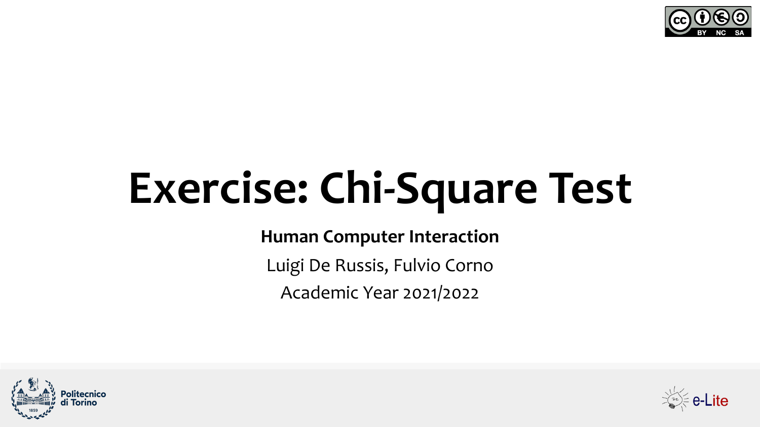# Exercise: Chi-Square Test

**Human Computer Interaction**

Luigi De Russis, Fulvio Corno

Academic Year 2021/2022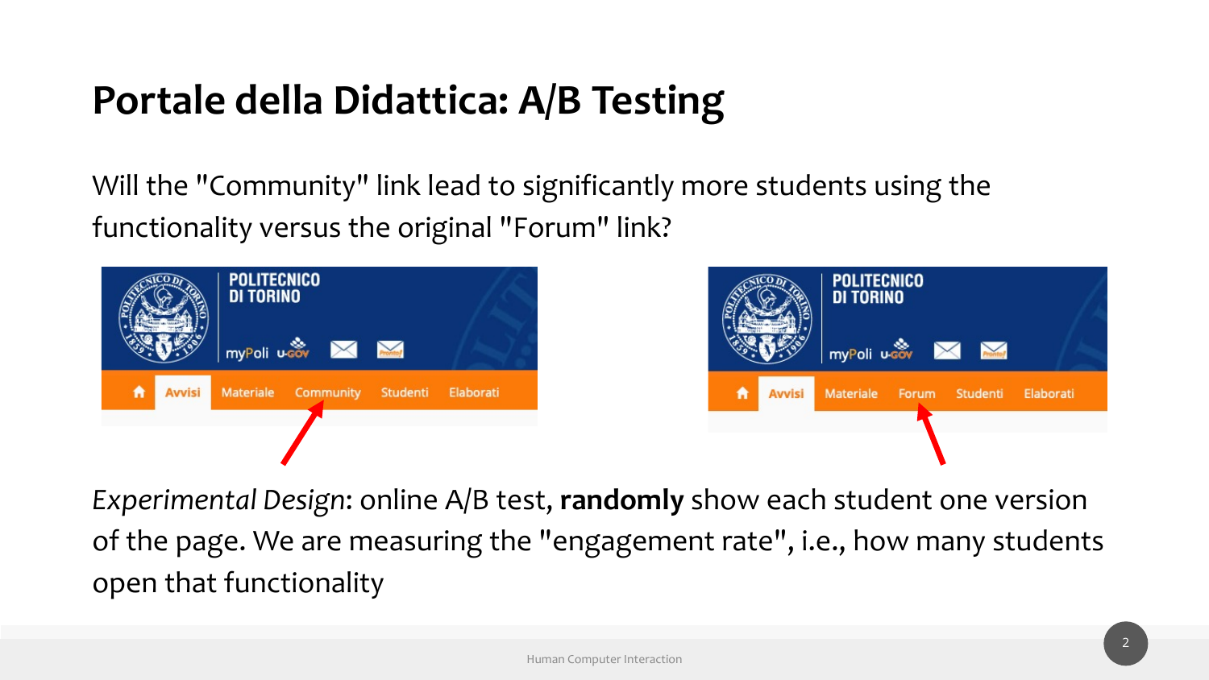# Portale della Didattica: A/B Testing

Will the "Community" link lead to significantly more students using the functionality versus the original "Forum" link?

*Experimental Design*: online A/B test, **randomly** show each student one version of the page. We are measuring the "engagement rate", i.e., how many students open that functionality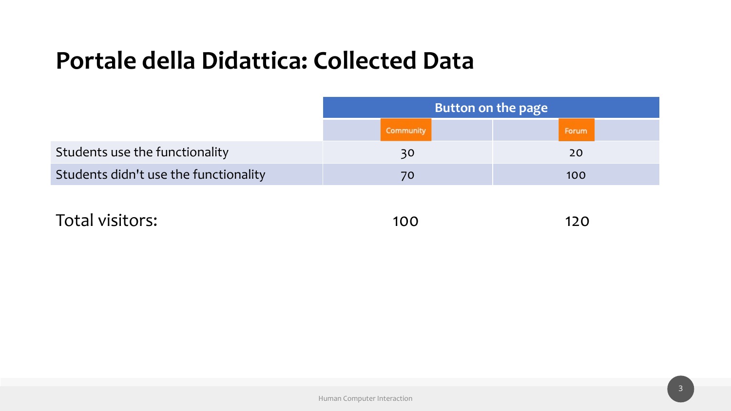# Portale della Didattica: Collected Data

| | Button on the page | |
|---|---|---|
| | Community | Forum |
| Students use the functionality | 30 | 20 |
| Students didn't use the functionality | 70 | 100 |
| Total visitors: | 100 | 120 |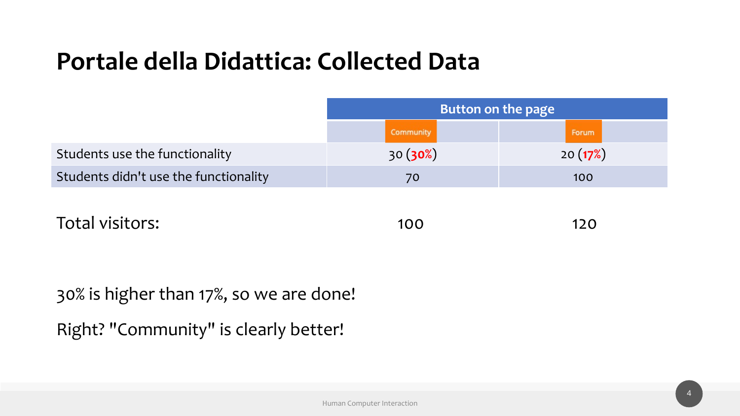# Portale della Didattica: Collected Data

| | Button on the page | |
|---|---|---|
| | Community | Forum |
| Students use the functionality | 30 (**30%**) | 20 (**17%**) |
| Students didn't use the functionality | 70 | 100 |
| Total visitors: | 100 | 120 |

30% is higher than 17%, so we are done!

Right? "Community" is clearly better!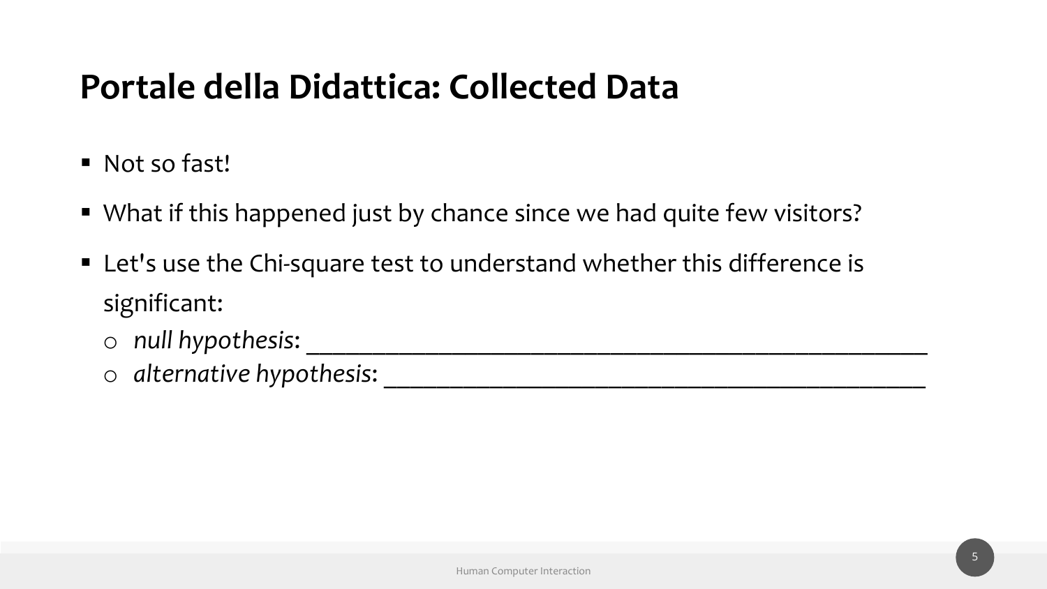# Portale della Didattica: Collected Data

- Not so fast!
- What if this happened just by chance since we had quite few visitors?
- Let's use the Chi-square test to understand whether this difference is significant:
  - *null hypothesis*: ______________________________________________
  - *alternative hypothesis*: ________________________________________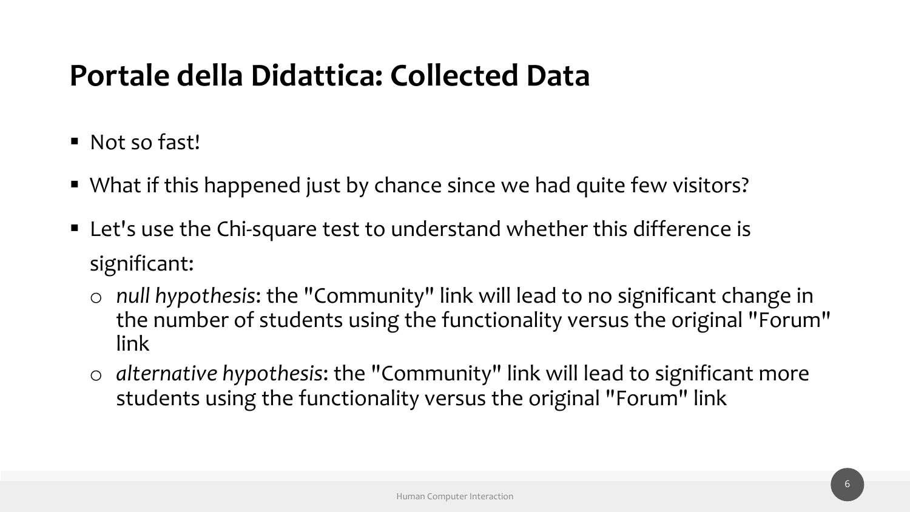# Portale della Didattica: Collected Data

- Not so fast!
- What if this happened just by chance since we had quite few visitors?
- Let's use the Chi-square test to understand whether this difference is significant:
  - *null hypothesis*: the "Community" link will lead to no significant change in the number of students using the functionality versus the original "Forum" link
  - *alternative hypothesis*: the "Community" link will lead to significant more students using the functionality versus the original "Forum" link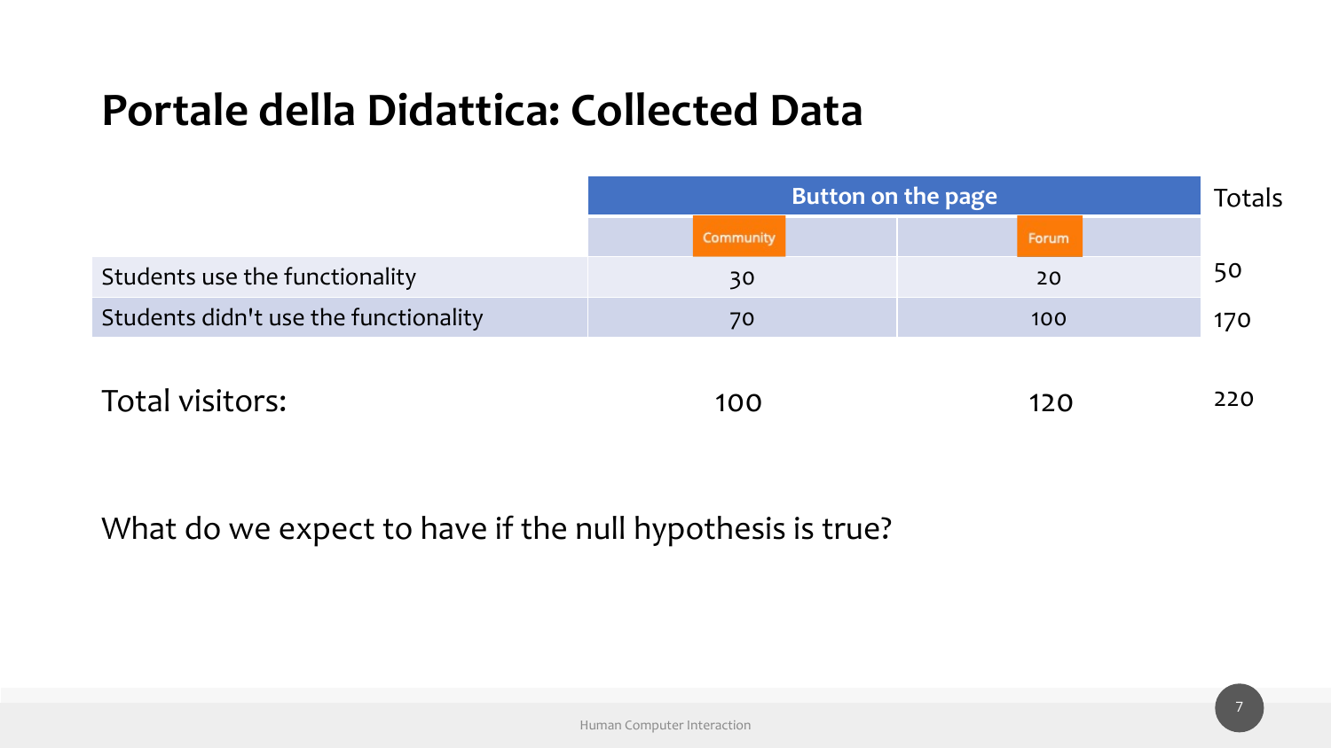# Portale della Didattica: Collected Data

| | Button on the page | | Totals |
|---|---|---|---|
| | Community | Forum | |
| Students use the functionality | 30 | 20 | 50 |
| Students didn't use the functionality | 70 | 100 | 170 |
| Total visitors: | 100 | 120 | 220 |

What do we expect to have if the null hypothesis is true?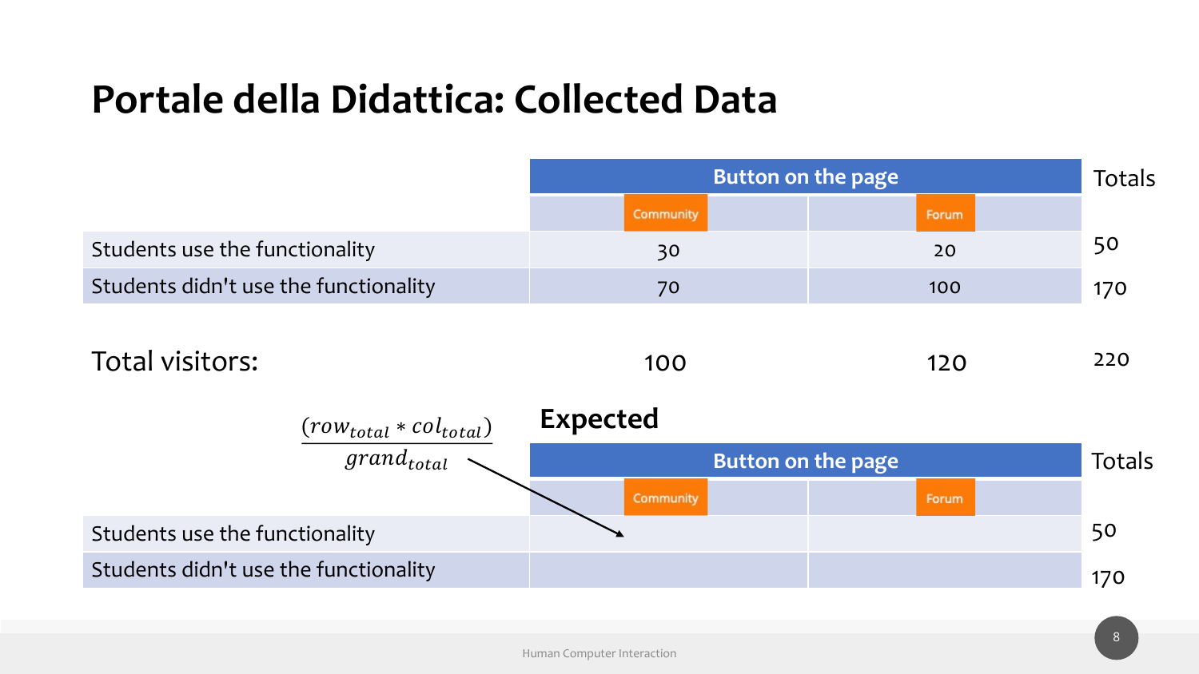# Portale della Didattica: Collected Data

| | Button on the page | | Totals |
|---|---|---|---|
| | Community | Forum | |
| Students use the functionality | 30 | 20 | 50 |
| Students didn't use the functionality | 70 | 100 | 170 |
| Total visitors: | 100 | 120 | 220 |

$$\frac{(row_{total} * col_{total})}{grand_{total}}$$

## Expected

| | Button on the page | | Totals |
|---|---|---|---|
| | Community | Forum | |
| Students use the functionality | | | 50 |
| Students didn't use the functionality | | | 170 |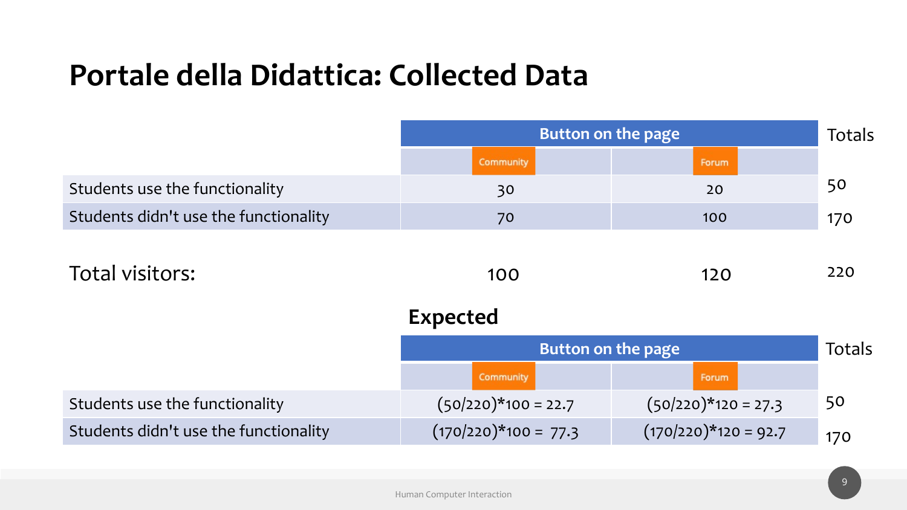# Portale della Didattica: Collected Data

| | Button on the page | | Totals |
|---|---|---|---|
| | Community | Forum | |
| Students use the functionality | 30 | 20 | 50 |
| Students didn't use the functionality | 70 | 100 | 170 |
| Total visitors: | 100 | 120 | 220 |

**Expected**

| | Button on the page | | Totals |
|---|---|---|---|
| | Community | Forum | |
| Students use the functionality | (50/220)*100 = 22.7 | (50/220)*120 = 27.3 | 50 |
| Students didn't use the functionality | (170/220)*100 = 77.3 | (170/220)*120 = 92.7 | 170 |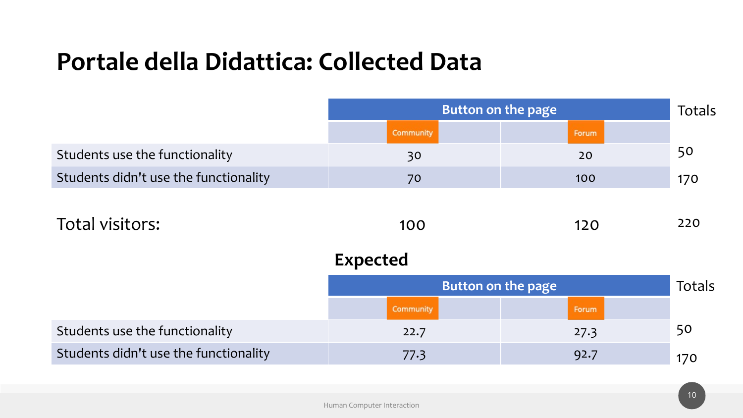# Portale della Didattica: Collected Data

| | Button on the page | | Totals |
|---|---|---|---|
| | Community | Forum | |
| Students use the functionality | 30 | 20 | 50 |
| Students didn't use the functionality | 70 | 100 | 170 |
| Total visitors: | 100 | 120 | 220 |

## Expected

| | Button on the page | | Totals |
|---|---|---|---|
| | Community | Forum | |
| Students use the functionality | 22.7 | 27.3 | 50 |
| Students didn't use the functionality | 77.3 | 92.7 | 170 |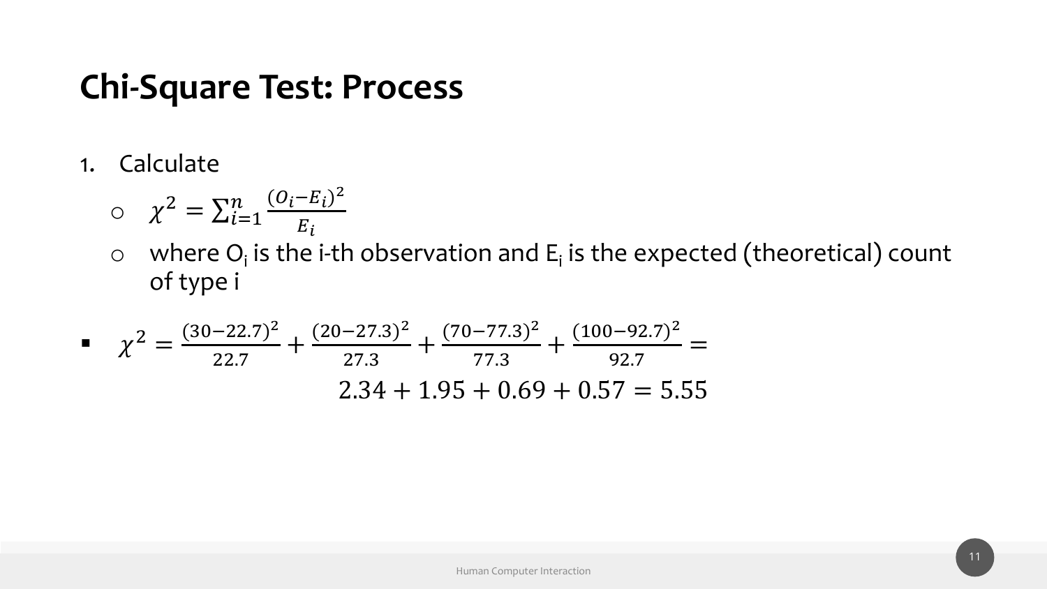# Chi-Square Test: Process

1. Calculate
   - $\chi^2 = \sum_{i=1}^{n} \frac{(O_i - E_i)^2}{E_i}$
   - where $O_i$ is the i-th observation and $E_i$ is the expected (theoretical) count of type i

- $$\chi^2 = \frac{(30-22.7)^2}{22.7} + \frac{(20-27.3)^2}{27.3} + \frac{(70-77.3)^2}{77.3} + \frac{(100-92.7)^2}{92.7} =$$
  $$2.34 + 1.95 + 0.69 + 0.57 = 5.55$$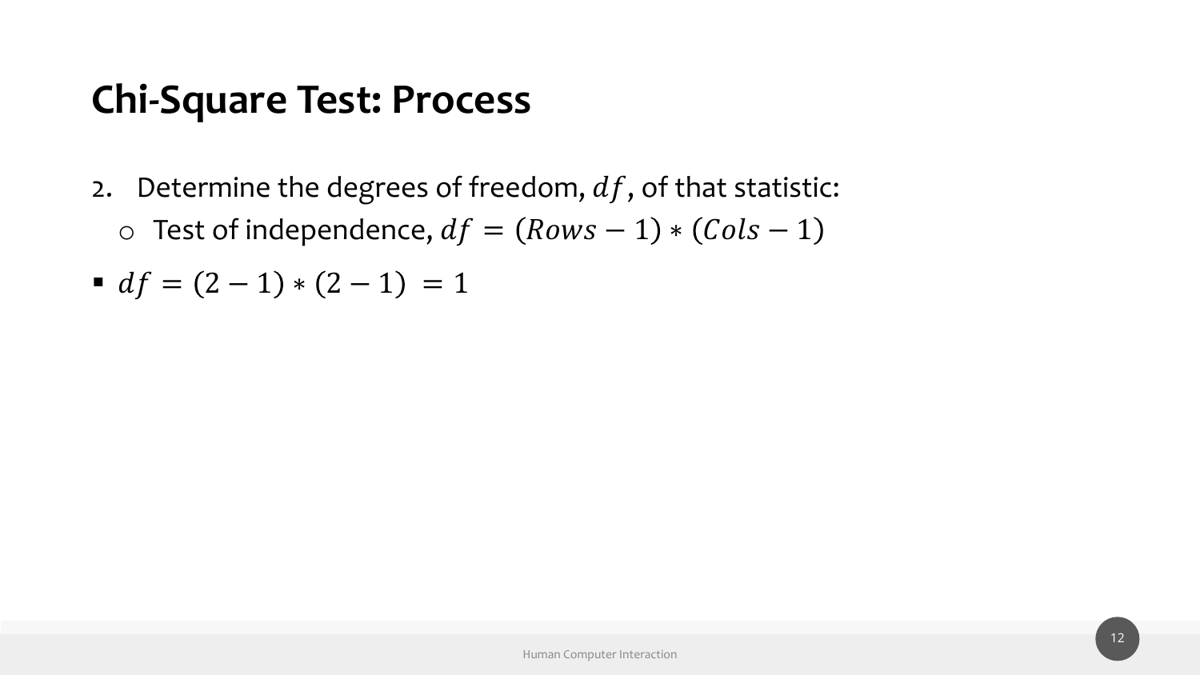# Chi-Square Test: Process

2. Determine the degrees of freedom, $df$, of that statistic:
   - Test of independence, $df = (Rows - 1) * (Cols - 1)$

- $df = (2 - 1) * (2 - 1) = 1$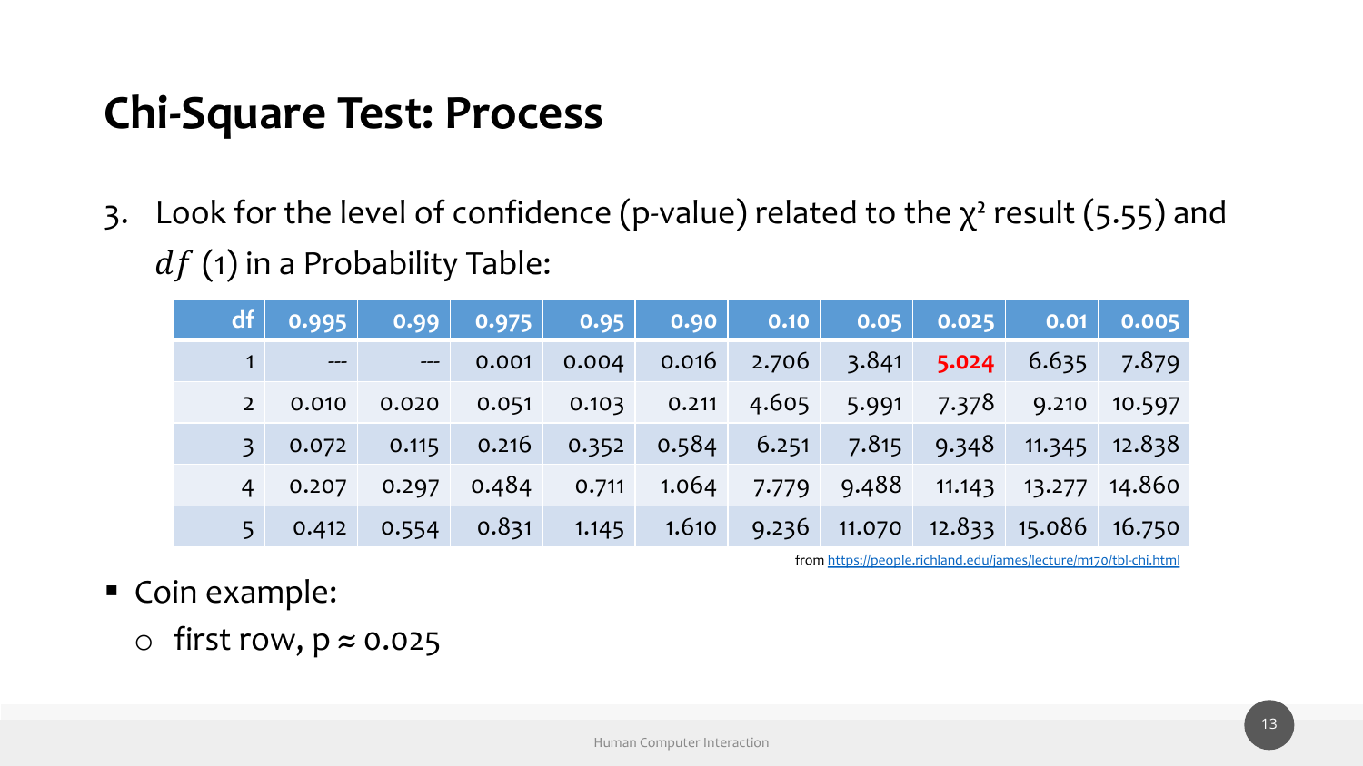# Chi-Square Test: Process

3. Look for the level of confidence (p-value) related to the $\chi^2$ result (5.55) and $df$ (1) in a Probability Table:

| df | 0.995 | 0.99 | 0.975 | 0.95 | 0.90 | 0.10 | 0.05 | 0.025 | 0.01 | 0.005 |
|---|---|---|---|---|---|---|---|---|---|---|
| 1 | --- | --- | 0.001 | 0.004 | 0.016 | 2.706 | 3.841 | **5.024** | 6.635 | 7.879 |
| 2 | 0.010 | 0.020 | 0.051 | 0.103 | 0.211 | 4.605 | 5.991 | 7.378 | 9.210 | 10.597 |
| 3 | 0.072 | 0.115 | 0.216 | 0.352 | 0.584 | 6.251 | 7.815 | 9.348 | 11.345 | 12.838 |
| 4 | 0.207 | 0.297 | 0.484 | 0.711 | 1.064 | 7.779 | 9.488 | 11.143 | 13.277 | 14.860 |
| 5 | 0.412 | 0.554 | 0.831 | 1.145 | 1.610 | 9.236 | 11.070 | 12.833 | 15.086 | 16.750 |

from https://people.richland.edu/james/lecture/m170/tbl-chi.html

- Coin example:
  - first row, $p \approx 0.025$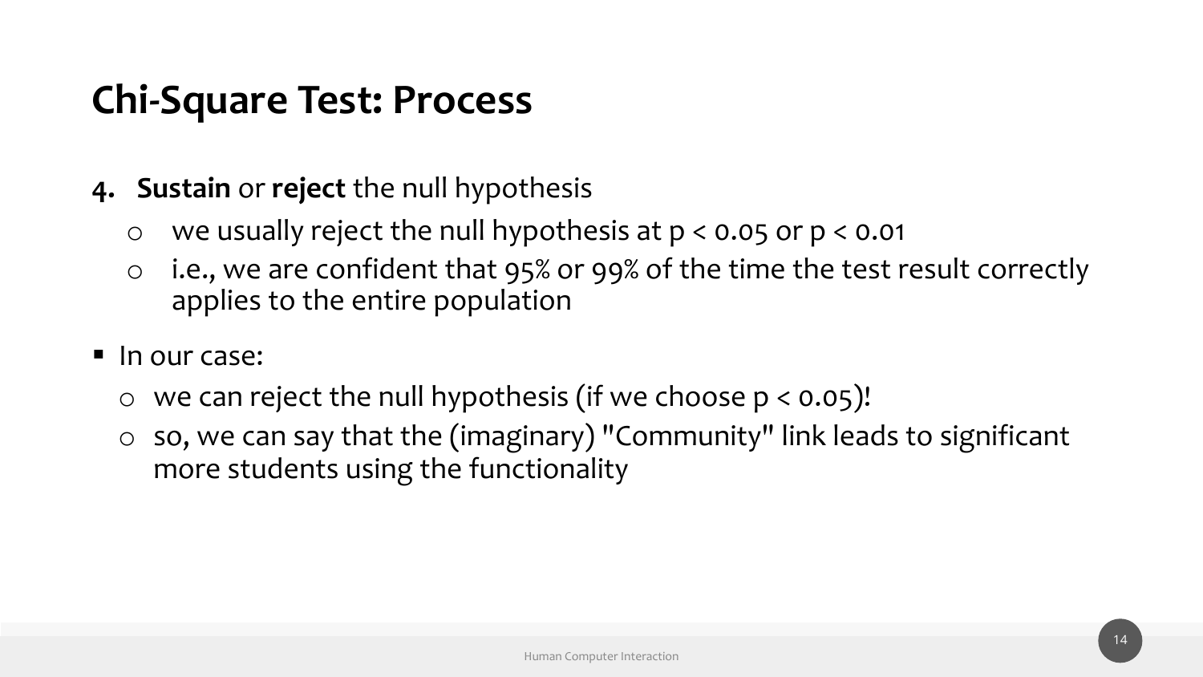# Chi-Square Test: Process

4. **Sustain** or **reject** the null hypothesis
   - we usually reject the null hypothesis at $p < 0.05$ or $p < 0.01$
   - i.e., we are confident that 95% or 99% of the time the test result correctly applies to the entire population

- In our case:
  - we can reject the null hypothesis (if we choose $p < 0.05$)!
  - so, we can say that the (imaginary) "Community" link leads to significant more students using the functionality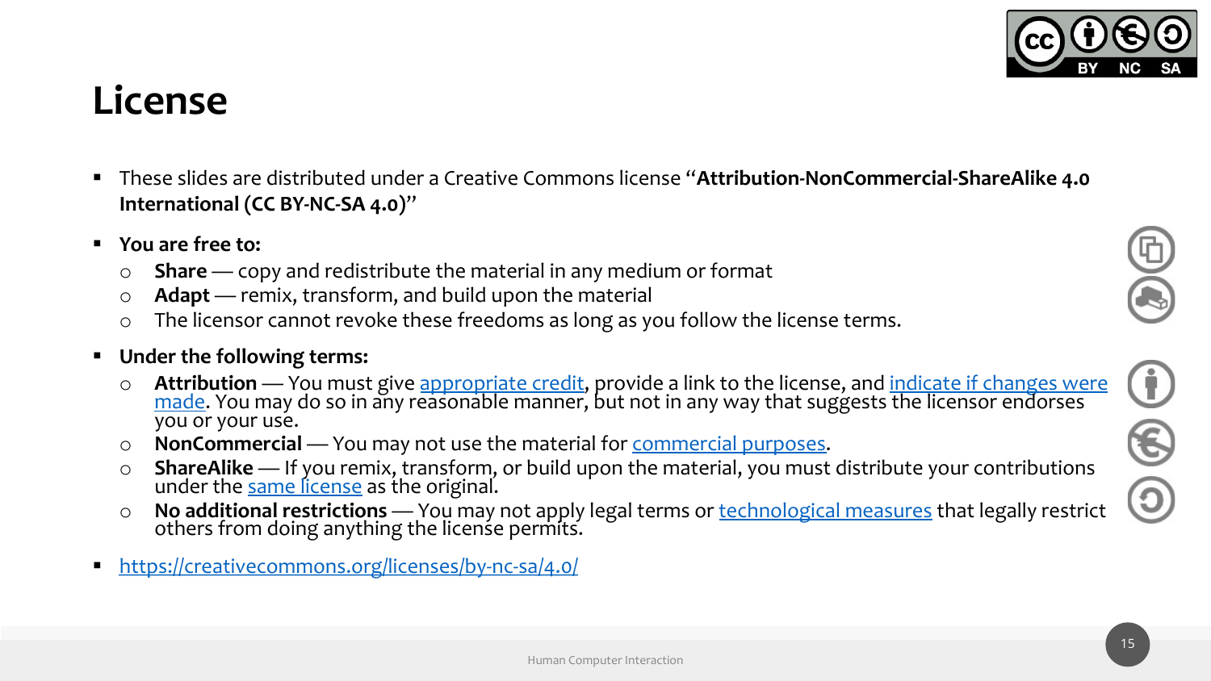# License

- These slides are distributed under a Creative Commons license "**Attribution-NonCommercial-ShareAlike 4.0 International (CC BY-NC-SA 4.0)**"
- **You are free to:**
  - **Share** — copy and redistribute the material in any medium or format
  - **Adapt** — remix, transform, and build upon the material
  - The licensor cannot revoke these freedoms as long as you follow the license terms.
- **Under the following terms:**
  - **Attribution** — You must give appropriate credit, provide a link to the license, and indicate if changes were made. You may do so in any reasonable manner, but not in any way that suggests the licensor endorses you or your use.
  - **NonCommercial** — You may not use the material for commercial purposes.
  - **ShareAlike** — If you remix, transform, or build upon the material, you must distribute your contributions under the same license as the original.
  - **No additional restrictions** — You may not apply legal terms or technological measures that legally restrict others from doing anything the license permits.
- https://creativecommons.org/licenses/by-nc-sa/4.0/